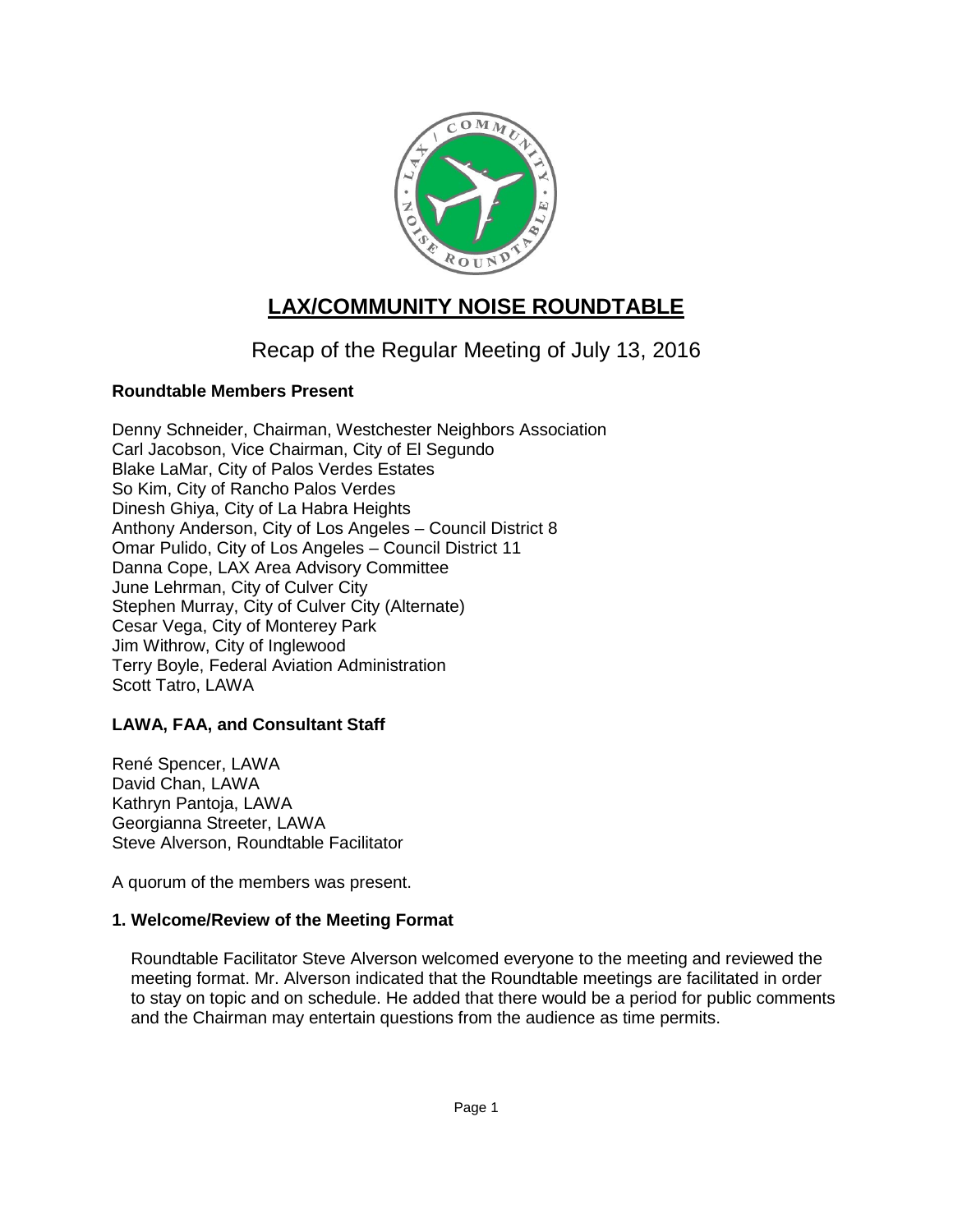# LAX/COMMUNITY NOISE ROUNDTABLE

## Recap of the Regular Meeting of July 13, 2016

**Roundtable Members Present**

Denny Schneider, Chairman, Westchester Neighbors Association
Carl Jacobson, Vice Chairman, City of El Segundo
Blake LaMar, City of Palos Verdes Estates
So Kim, City of Rancho Palos Verdes
Dinesh Ghiya, City of La Habra Heights
Anthony Anderson, City of Los Angeles – Council District 8
Omar Pulido, City of Los Angeles – Council District 11
Danna Cope, LAX Area Advisory Committee
June Lehrman, City of Culver City
Stephen Murray, City of Culver City (Alternate)
Cesar Vega, City of Monterey Park
Jim Withrow, City of Inglewood
Terry Boyle, Federal Aviation Administration
Scott Tatro, LAWA

**LAWA, FAA, and Consultant Staff**

René Spencer, LAWA
David Chan, LAWA
Kathryn Pantoja, LAWA
Georgianna Streeter, LAWA
Steve Alverson, Roundtable Facilitator

A quorum of the members was present.

**1. Welcome/Review of the Meeting Format**

Roundtable Facilitator Steve Alverson welcomed everyone to the meeting and reviewed the meeting format. Mr. Alverson indicated that the Roundtable meetings are facilitated in order to stay on topic and on schedule. He added that there would be a period for public comments and the Chairman may entertain questions from the audience as time permits.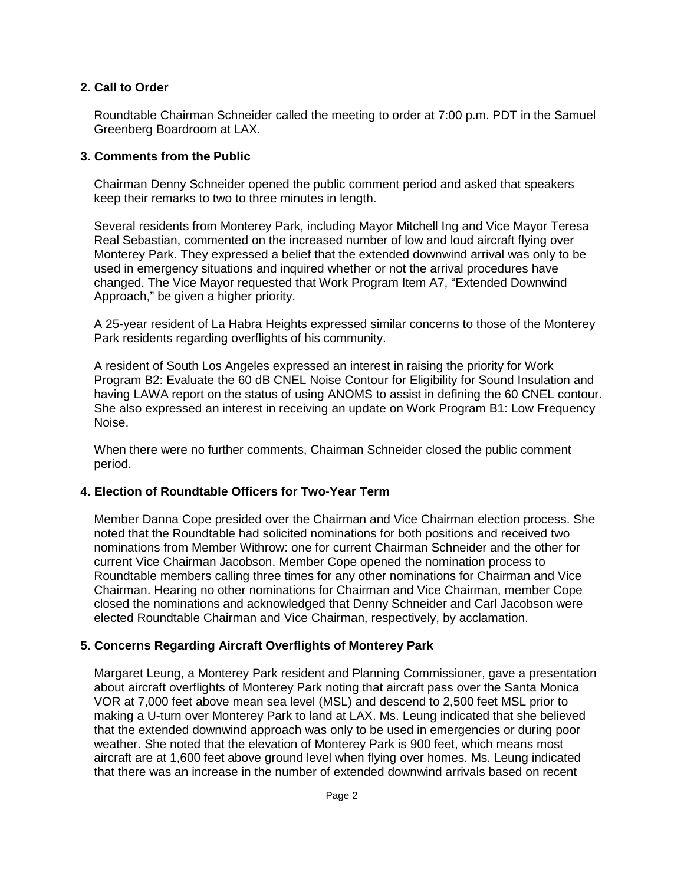## 2. Call to Order

Roundtable Chairman Schneider called the meeting to order at 7:00 p.m. PDT in the Samuel Greenberg Boardroom at LAX.

## 3. Comments from the Public

Chairman Denny Schneider opened the public comment period and asked that speakers keep their remarks to two to three minutes in length.

Several residents from Monterey Park, including Mayor Mitchell Ing and Vice Mayor Teresa Real Sebastian, commented on the increased number of low and loud aircraft flying over Monterey Park. They expressed a belief that the extended downwind arrival was only to be used in emergency situations and inquired whether or not the arrival procedures have changed. The Vice Mayor requested that Work Program Item A7, "Extended Downwind Approach," be given a higher priority.

A 25-year resident of La Habra Heights expressed similar concerns to those of the Monterey Park residents regarding overflights of his community.

A resident of South Los Angeles expressed an interest in raising the priority for Work Program B2: Evaluate the 60 dB CNEL Noise Contour for Eligibility for Sound Insulation and having LAWA report on the status of using ANOMS to assist in defining the 60 CNEL contour. She also expressed an interest in receiving an update on Work Program B1: Low Frequency Noise.

When there were no further comments, Chairman Schneider closed the public comment period.

## 4. Election of Roundtable Officers for Two-Year Term

Member Danna Cope presided over the Chairman and Vice Chairman election process. She noted that the Roundtable had solicited nominations for both positions and received two nominations from Member Withrow: one for current Chairman Schneider and the other for current Vice Chairman Jacobson. Member Cope opened the nomination process to Roundtable members calling three times for any other nominations for Chairman and Vice Chairman. Hearing no other nominations for Chairman and Vice Chairman, member Cope closed the nominations and acknowledged that Denny Schneider and Carl Jacobson were elected Roundtable Chairman and Vice Chairman, respectively, by acclamation.

## 5. Concerns Regarding Aircraft Overflights of Monterey Park

Margaret Leung, a Monterey Park resident and Planning Commissioner, gave a presentation about aircraft overflights of Monterey Park noting that aircraft pass over the Santa Monica VOR at 7,000 feet above mean sea level (MSL) and descend to 2,500 feet MSL prior to making a U-turn over Monterey Park to land at LAX. Ms. Leung indicated that she believed that the extended downwind approach was only to be used in emergencies or during poor weather. She noted that the elevation of Monterey Park is 900 feet, which means most aircraft are at 1,600 feet above ground level when flying over homes. Ms. Leung indicated that there was an increase in the number of extended downwind arrivals based on recent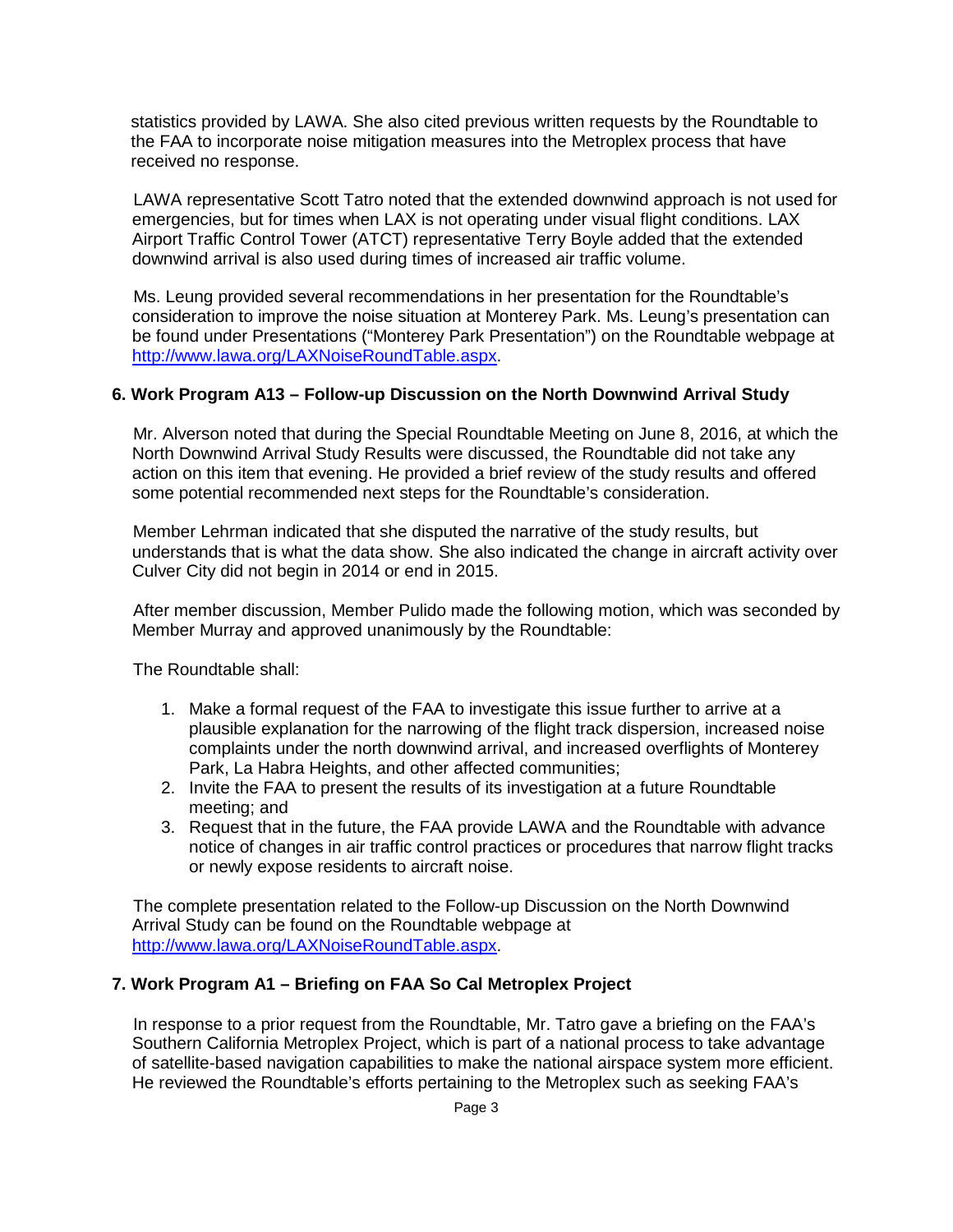statistics provided by LAWA. She also cited previous written requests by the Roundtable to the FAA to incorporate noise mitigation measures into the Metroplex process that have received no response.

LAWA representative Scott Tatro noted that the extended downwind approach is not used for emergencies, but for times when LAX is not operating under visual flight conditions. LAX Airport Traffic Control Tower (ATCT) representative Terry Boyle added that the extended downwind arrival is also used during times of increased air traffic volume.

Ms. Leung provided several recommendations in her presentation for the Roundtable's consideration to improve the noise situation at Monterey Park. Ms. Leung's presentation can be found under Presentations ("Monterey Park Presentation") on the Roundtable webpage at [http://www.lawa.org/LAXNoiseRoundTable.aspx](http://www.lawa.org/LAXNoiseRoundTable.aspx).

## 6. Work Program A13 – Follow-up Discussion on the North Downwind Arrival Study

Mr. Alverson noted that during the Special Roundtable Meeting on June 8, 2016, at which the North Downwind Arrival Study Results were discussed, the Roundtable did not take any action on this item that evening. He provided a brief review of the study results and offered some potential recommended next steps for the Roundtable's consideration.

Member Lehrman indicated that she disputed the narrative of the study results, but understands that is what the data show. She also indicated the change in aircraft activity over Culver City did not begin in 2014 or end in 2015.

After member discussion, Member Pulido made the following motion, which was seconded by Member Murray and approved unanimously by the Roundtable:

The Roundtable shall:

1. Make a formal request of the FAA to investigate this issue further to arrive at a plausible explanation for the narrowing of the flight track dispersion, increased noise complaints under the north downwind arrival, and increased overflights of Monterey Park, La Habra Heights, and other affected communities;
2. Invite the FAA to present the results of its investigation at a future Roundtable meeting; and
3. Request that in the future, the FAA provide LAWA and the Roundtable with advance notice of changes in air traffic control practices or procedures that narrow flight tracks or newly expose residents to aircraft noise.

The complete presentation related to the Follow-up Discussion on the North Downwind Arrival Study can be found on the Roundtable webpage at [http://www.lawa.org/LAXNoiseRoundTable.aspx](http://www.lawa.org/LAXNoiseRoundTable.aspx).

## 7. Work Program A1 – Briefing on FAA So Cal Metroplex Project

In response to a prior request from the Roundtable, Mr. Tatro gave a briefing on the FAA's Southern California Metroplex Project, which is part of a national process to take advantage of satellite-based navigation capabilities to make the national airspace system more efficient. He reviewed the Roundtable's efforts pertaining to the Metroplex such as seeking FAA's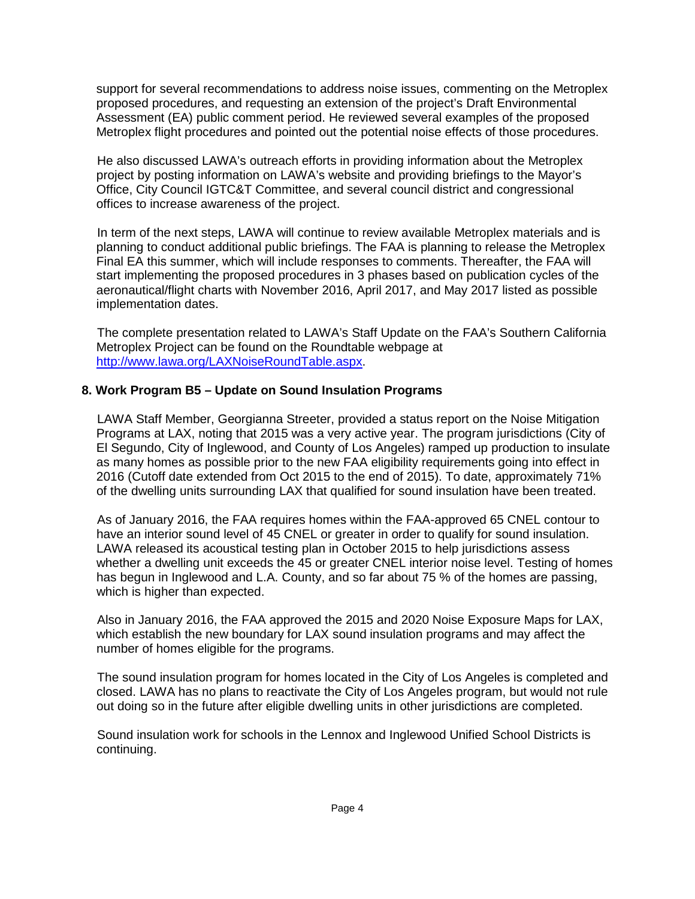support for several recommendations to address noise issues, commenting on the Metroplex proposed procedures, and requesting an extension of the project's Draft Environmental Assessment (EA) public comment period. He reviewed several examples of the proposed Metroplex flight procedures and pointed out the potential noise effects of those procedures.

He also discussed LAWA's outreach efforts in providing information about the Metroplex project by posting information on LAWA's website and providing briefings to the Mayor's Office, City Council IGTC&T Committee, and several council district and congressional offices to increase awareness of the project.

In term of the next steps, LAWA will continue to review available Metroplex materials and is planning to conduct additional public briefings. The FAA is planning to release the Metroplex Final EA this summer, which will include responses to comments. Thereafter, the FAA will start implementing the proposed procedures in 3 phases based on publication cycles of the aeronautical/flight charts with November 2016, April 2017, and May 2017 listed as possible implementation dates.

The complete presentation related to LAWA's Staff Update on the FAA's Southern California Metroplex Project can be found on the Roundtable webpage at [http://www.lawa.org/LAXNoiseRoundTable.aspx](http://www.lawa.org/LAXNoiseRoundTable.aspx).

## 8. Work Program B5 – Update on Sound Insulation Programs

LAWA Staff Member, Georgianna Streeter, provided a status report on the Noise Mitigation Programs at LAX, noting that 2015 was a very active year. The program jurisdictions (City of El Segundo, City of Inglewood, and County of Los Angeles) ramped up production to insulate as many homes as possible prior to the new FAA eligibility requirements going into effect in 2016 (Cutoff date extended from Oct 2015 to the end of 2015). To date, approximately 71% of the dwelling units surrounding LAX that qualified for sound insulation have been treated.

As of January 2016, the FAA requires homes within the FAA-approved 65 CNEL contour to have an interior sound level of 45 CNEL or greater in order to qualify for sound insulation. LAWA released its acoustical testing plan in October 2015 to help jurisdictions assess whether a dwelling unit exceeds the 45 or greater CNEL interior noise level. Testing of homes has begun in Inglewood and L.A. County, and so far about 75 % of the homes are passing, which is higher than expected.

Also in January 2016, the FAA approved the 2015 and 2020 Noise Exposure Maps for LAX, which establish the new boundary for LAX sound insulation programs and may affect the number of homes eligible for the programs.

The sound insulation program for homes located in the City of Los Angeles is completed and closed. LAWA has no plans to reactivate the City of Los Angeles program, but would not rule out doing so in the future after eligible dwelling units in other jurisdictions are completed.

Sound insulation work for schools in the Lennox and Inglewood Unified School Districts is continuing.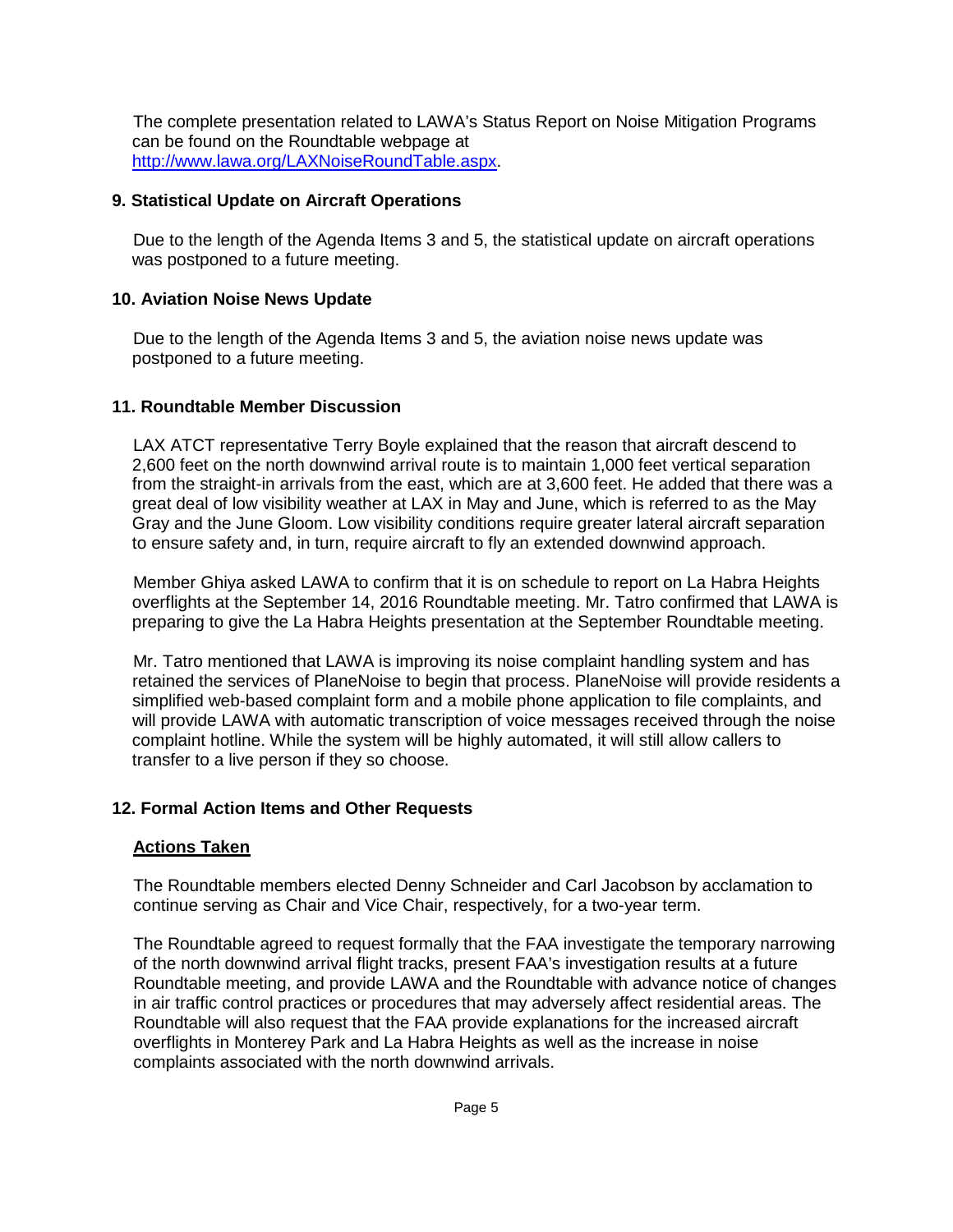The complete presentation related to LAWA's Status Report on Noise Mitigation Programs can be found on the Roundtable webpage at http://www.lawa.org/LAXNoiseRoundTable.aspx.

## 9. Statistical Update on Aircraft Operations

Due to the length of the Agenda Items 3 and 5, the statistical update on aircraft operations was postponed to a future meeting.

## 10. Aviation Noise News Update

Due to the length of the Agenda Items 3 and 5, the aviation noise news update was postponed to a future meeting.

## 11. Roundtable Member Discussion

LAX ATCT representative Terry Boyle explained that the reason that aircraft descend to 2,600 feet on the north downwind arrival route is to maintain 1,000 feet vertical separation from the straight-in arrivals from the east, which are at 3,600 feet. He added that there was a great deal of low visibility weather at LAX in May and June, which is referred to as the May Gray and the June Gloom. Low visibility conditions require greater lateral aircraft separation to ensure safety and, in turn, require aircraft to fly an extended downwind approach.

Member Ghiya asked LAWA to confirm that it is on schedule to report on La Habra Heights overflights at the September 14, 2016 Roundtable meeting. Mr. Tatro confirmed that LAWA is preparing to give the La Habra Heights presentation at the September Roundtable meeting.

Mr. Tatro mentioned that LAWA is improving its noise complaint handling system and has retained the services of PlaneNoise to begin that process. PlaneNoise will provide residents a simplified web-based complaint form and a mobile phone application to file complaints, and will provide LAWA with automatic transcription of voice messages received through the noise complaint hotline. While the system will be highly automated, it will still allow callers to transfer to a live person if they so choose.

## 12. Formal Action Items and Other Requests

**Actions Taken**

The Roundtable members elected Denny Schneider and Carl Jacobson by acclamation to continue serving as Chair and Vice Chair, respectively, for a two-year term.

The Roundtable agreed to request formally that the FAA investigate the temporary narrowing of the north downwind arrival flight tracks, present FAA's investigation results at a future Roundtable meeting, and provide LAWA and the Roundtable with advance notice of changes in air traffic control practices or procedures that may adversely affect residential areas. The Roundtable will also request that the FAA provide explanations for the increased aircraft overflights in Monterey Park and La Habra Heights as well as the increase in noise complaints associated with the north downwind arrivals.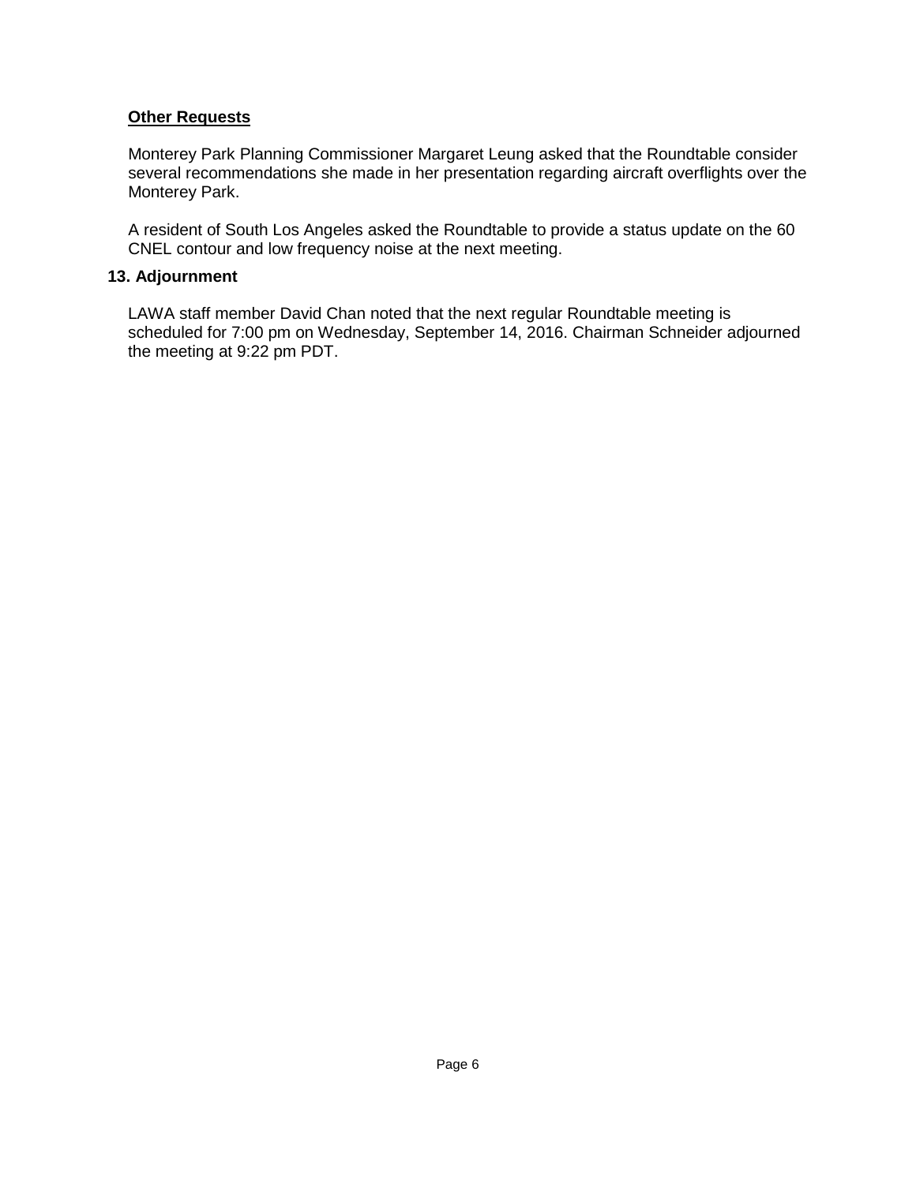**Other Requests**

Monterey Park Planning Commissioner Margaret Leung asked that the Roundtable consider several recommendations she made in her presentation regarding aircraft overflights over the Monterey Park.

A resident of South Los Angeles asked the Roundtable to provide a status update on the 60 CNEL contour and low frequency noise at the next meeting.

## 13. Adjournment

LAWA staff member David Chan noted that the next regular Roundtable meeting is scheduled for 7:00 pm on Wednesday, September 14, 2016. Chairman Schneider adjourned the meeting at 9:22 pm PDT.